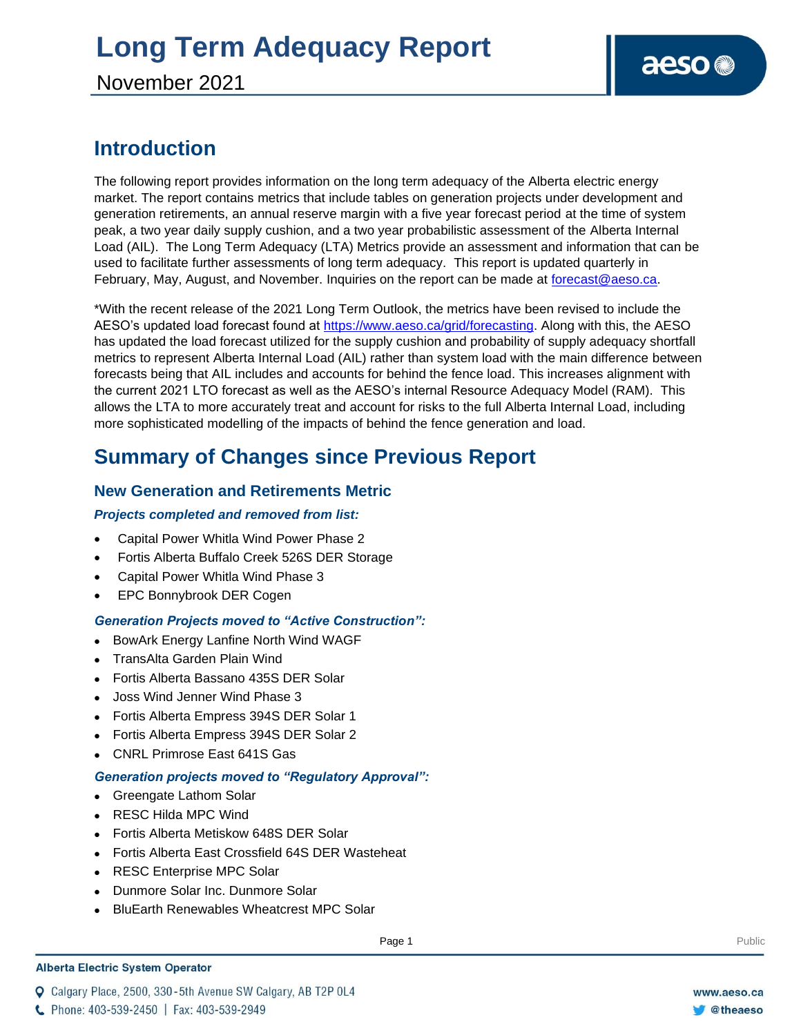# Long Term Adequacy Report

November 2021

## Introduction

The following report provides information on the long term adequacy of the Alberta electric energy market. The report contains metrics that include tables on generation projects under development and generation retirements, an annual reserve margin with a five year forecast period at the time of system peak, a two year daily supply cushion, and a two year probabilistic assessment of the Alberta Internal Load (AIL). The Long Term Adequacy (LTA) Metrics provide an assessment and information that can be used to facilitate further assessments of long term adequacy. This report is updated quarterly in February, May, August, and November. Inquiries on the report can be made at forecast@aeso.ca.

*With the recent release of the 2021 Long Term Outlook, the metrics have been revised to include the AESO's updated load forecast found at https://www.aeso.ca/grid/forecasting. Along with this, the AESO has updated the load forecast utilized for the supply cushion and probability of supply adequacy shortfall metrics to represent Alberta Internal Load (AIL) rather than system load with the main difference between forecasts being that AIL includes and accounts for behind the fence load. This increases alignment with the current 2021 LTO forecast as well as the AESO's internal Resource Adequacy Model (RAM). This allows the LTA to more accurately treat and account for risks to the full Alberta Internal Load, including more sophisticated modelling of the impacts of behind the fence generation and load.

## Summary of Changes since Previous Report

### New Generation and Retirements Metric

***Projects completed and removed from list:***

- Capital Power Whitla Wind Power Phase 2
- Fortis Alberta Buffalo Creek 526S DER Storage
- Capital Power Whitla Wind Phase 3
- EPC Bonnybrook DER Cogen

***Generation Projects moved to "Active Construction":***

- BowArk Energy Lanfine North Wind WAGF
- TransAlta Garden Plain Wind
- Fortis Alberta Bassano 435S DER Solar
- Joss Wind Jenner Wind Phase 3
- Fortis Alberta Empress 394S DER Solar 1
- Fortis Alberta Empress 394S DER Solar 2
- CNRL Primrose East 641S Gas

***Generation projects moved to "Regulatory Approval":***

- Greengate Lathom Solar
- RESC Hilda MPC Wind
- Fortis Alberta Metiskow 648S DER Solar
- Fortis Alberta East Crossfield 64S DER Wasteheat
- RESC Enterprise MPC Solar
- Dunmore Solar Inc. Dunmore Solar
- BluEarth Renewables Wheatcrest MPC Solar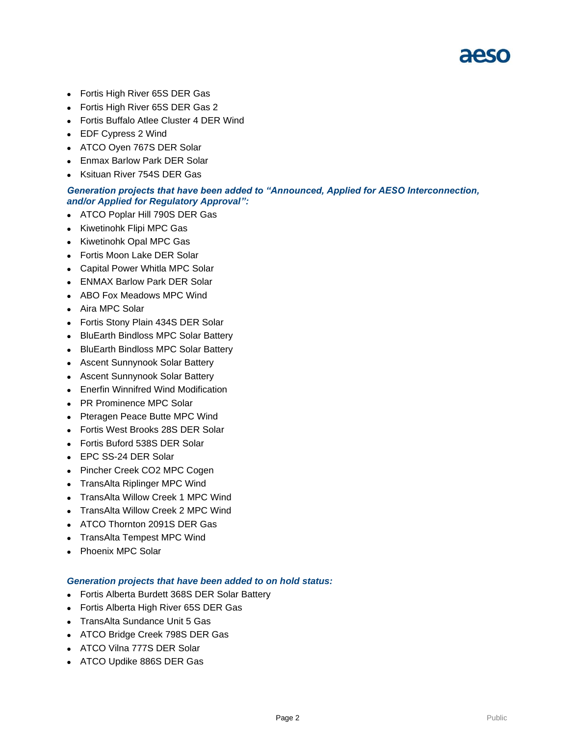- Fortis High River 65S DER Gas
- Fortis High River 65S DER Gas 2
- Fortis Buffalo Atlee Cluster 4 DER Wind
- EDF Cypress 2 Wind
- ATCO Oyen 767S DER Solar
- Enmax Barlow Park DER Solar
- Ksituan River 754S DER Gas

***Generation projects that have been added to "Announced, Applied for AESO Interconnection, and/or Applied for Regulatory Approval":***

- ATCO Poplar Hill 790S DER Gas
- Kiwetinohk Flipi MPC Gas
- Kiwetinohk Opal MPC Gas
- Fortis Moon Lake DER Solar
- Capital Power Whitla MPC Solar
- ENMAX Barlow Park DER Solar
- ABO Fox Meadows MPC Wind
- Aira MPC Solar
- Fortis Stony Plain 434S DER Solar
- BluEarth Bindloss MPC Solar Battery
- BluEarth Bindloss MPC Solar Battery
- Ascent Sunnynook Solar Battery
- Ascent Sunnynook Solar Battery
- Enerfin Winnifred Wind Modification
- PR Prominence MPC Solar
- Pteragen Peace Butte MPC Wind
- Fortis West Brooks 28S DER Solar
- Fortis Buford 538S DER Solar
- EPC SS-24 DER Solar
- Pincher Creek CO2 MPC Cogen
- TransAlta Riplinger MPC Wind
- TransAlta Willow Creek 1 MPC Wind
- TransAlta Willow Creek 2 MPC Wind
- ATCO Thornton 2091S DER Gas
- TransAlta Tempest MPC Wind
- Phoenix MPC Solar

***Generation projects that have been added to on hold status:***

- Fortis Alberta Burdett 368S DER Solar Battery
- Fortis Alberta High River 65S DER Gas
- TransAlta Sundance Unit 5 Gas
- ATCO Bridge Creek 798S DER Gas
- ATCO Vilna 777S DER Solar
- ATCO Updike 886S DER Gas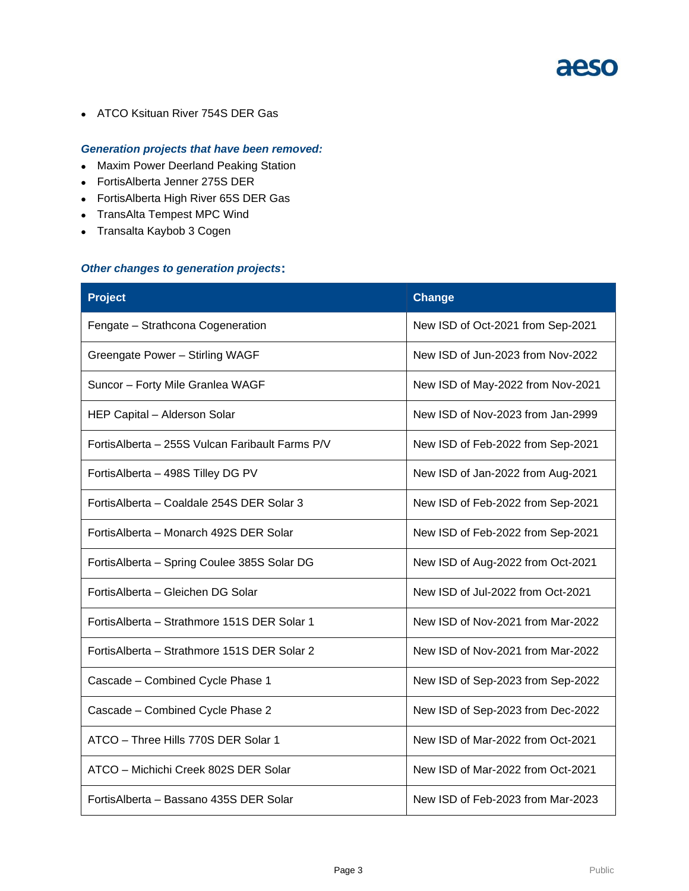- ATCO Ksituan River 754S DER Gas

***Generation projects that have been removed:***

- Maxim Power Deerland Peaking Station
- FortisAlberta Jenner 275S DER
- FortisAlberta High River 65S DER Gas
- TransAlta Tempest MPC Wind
- Transalta Kaybob 3 Cogen

***Other changes to generation projects*:**

| Project | Change |
|---|---|
| Fengate – Strathcona Cogeneration | New ISD of Oct-2021 from Sep-2021 |
| Greengate Power – Stirling WAGF | New ISD of Jun-2023 from Nov-2022 |
| Suncor – Forty Mile Granlea WAGF | New ISD of May-2022 from Nov-2021 |
| HEP Capital – Alderson Solar | New ISD of Nov-2023 from Jan-2999 |
| FortisAlberta – 255S Vulcan Faribault Farms P/V | New ISD of Feb-2022 from Sep-2021 |
| FortisAlberta – 498S Tilley DG PV | New ISD of Jan-2022 from Aug-2021 |
| FortisAlberta – Coaldale 254S DER Solar 3 | New ISD of Feb-2022 from Sep-2021 |
| FortisAlberta – Monarch 492S DER Solar | New ISD of Feb-2022 from Sep-2021 |
| FortisAlberta – Spring Coulee 385S Solar DG | New ISD of Aug-2022 from Oct-2021 |
| FortisAlberta – Gleichen DG Solar | New ISD of Jul-2022 from Oct-2021 |
| FortisAlberta – Strathmore 151S DER Solar 1 | New ISD of Nov-2021 from Mar-2022 |
| FortisAlberta – Strathmore 151S DER Solar 2 | New ISD of Nov-2021 from Mar-2022 |
| Cascade – Combined Cycle Phase 1 | New ISD of Sep-2023 from Sep-2022 |
| Cascade – Combined Cycle Phase 2 | New ISD of Sep-2023 from Dec-2022 |
| ATCO – Three Hills 770S DER Solar 1 | New ISD of Mar-2022 from Oct-2021 |
| ATCO – Michichi Creek 802S DER Solar | New ISD of Mar-2022 from Oct-2021 |
| FortisAlberta – Bassano 435S DER Solar | New ISD of Feb-2023 from Mar-2023 |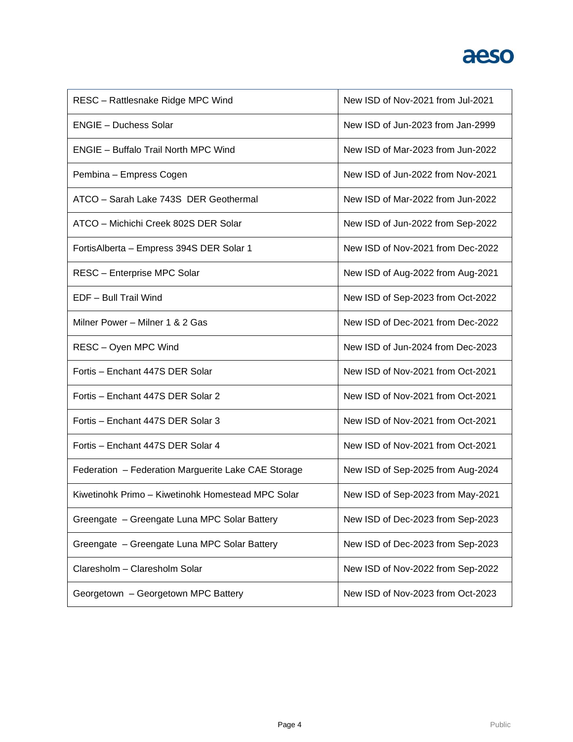| | |
|---|---|
| RESC – Rattlesnake Ridge MPC Wind | New ISD of Nov-2021 from Jul-2021 |
| ENGIE – Duchess Solar | New ISD of Jun-2023 from Jan-2999 |
| ENGIE – Buffalo Trail North MPC Wind | New ISD of Mar-2023 from Jun-2022 |
| Pembina – Empress Cogen | New ISD of Jun-2022 from Nov-2021 |
| ATCO – Sarah Lake 743S DER Geothermal | New ISD of Mar-2022 from Jun-2022 |
| ATCO – Michichi Creek 802S DER Solar | New ISD of Jun-2022 from Sep-2022 |
| FortisAlberta – Empress 394S DER Solar 1 | New ISD of Nov-2021 from Dec-2022 |
| RESC – Enterprise MPC Solar | New ISD of Aug-2022 from Aug-2021 |
| EDF – Bull Trail Wind | New ISD of Sep-2023 from Oct-2022 |
| Milner Power – Milner 1 & 2 Gas | New ISD of Dec-2021 from Dec-2022 |
| RESC – Oyen MPC Wind | New ISD of Jun-2024 from Dec-2023 |
| Fortis – Enchant 447S DER Solar | New ISD of Nov-2021 from Oct-2021 |
| Fortis – Enchant 447S DER Solar 2 | New ISD of Nov-2021 from Oct-2021 |
| Fortis – Enchant 447S DER Solar 3 | New ISD of Nov-2021 from Oct-2021 |
| Fortis – Enchant 447S DER Solar 4 | New ISD of Nov-2021 from Oct-2021 |
| Federation – Federation Marguerite Lake CAE Storage | New ISD of Sep-2025 from Aug-2024 |
| Kiwetinohk Primo – Kiwetinohk Homestead MPC Solar | New ISD of Sep-2023 from May-2021 |
| Greengate – Greengate Luna MPC Solar Battery | New ISD of Dec-2023 from Sep-2023 |
| Greengate – Greengate Luna MPC Solar Battery | New ISD of Dec-2023 from Sep-2023 |
| Claresholm – Claresholm Solar | New ISD of Nov-2022 from Sep-2022 |
| Georgetown – Georgetown MPC Battery | New ISD of Nov-2023 from Oct-2023 |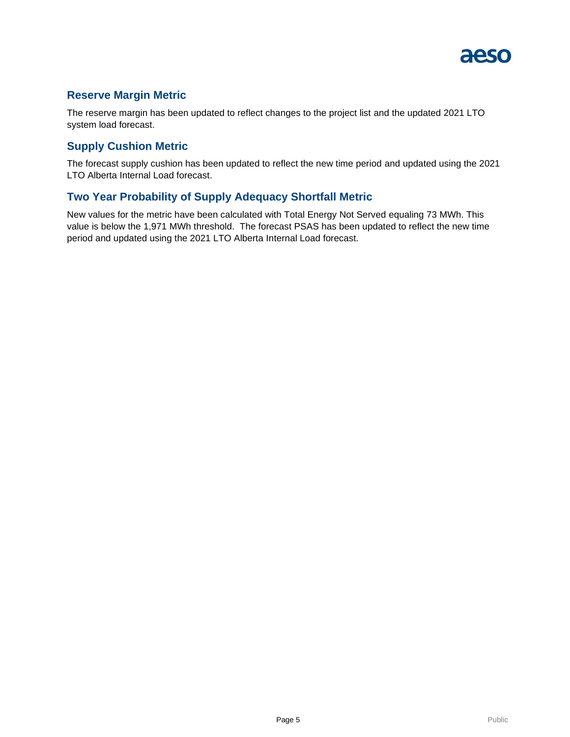## Reserve Margin Metric

The reserve margin has been updated to reflect changes to the project list and the updated 2021 LTO system load forecast.

## Supply Cushion Metric

The forecast supply cushion has been updated to reflect the new time period and updated using the 2021 LTO Alberta Internal Load forecast.

## Two Year Probability of Supply Adequacy Shortfall Metric

New values for the metric have been calculated with Total Energy Not Served equaling 73 MWh. This value is below the 1,971 MWh threshold. The forecast PSAS has been updated to reflect the new time period and updated using the 2021 LTO Alberta Internal Load forecast.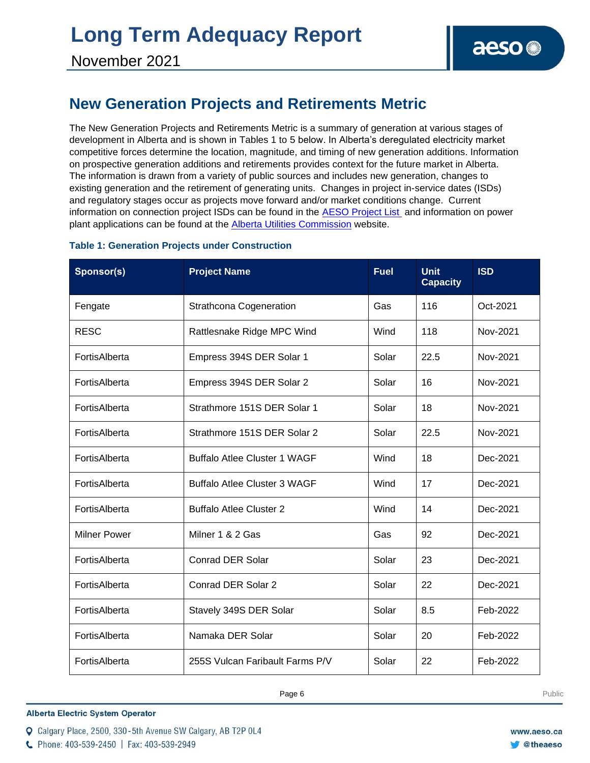## New Generation Projects and Retirements Metric

The New Generation Projects and Retirements Metric is a summary of generation at various stages of development in Alberta and is shown in Tables 1 to 5 below. In Alberta's deregulated electricity market competitive forces determine the location, magnitude, and timing of new generation additions. Information on prospective generation additions and retirements provides context for the future market in Alberta. The information is drawn from a variety of public sources and includes new generation, changes to existing generation and the retirement of generating units. Changes in project in-service dates (ISDs) and regulatory stages occur as projects move forward and/or market conditions change. Current information on connection project ISDs can be found in the AESO Project List and information on power plant applications can be found at the Alberta Utilities Commission website.

### Table 1: Generation Projects under Construction

| Sponsor(s) | Project Name | Fuel | Unit Capacity | ISD |
|---|---|---|---|---|
| Fengate | Strathcona Cogeneration | Gas | 116 | Oct-2021 |
| RESC | Rattlesnake Ridge MPC Wind | Wind | 118 | Nov-2021 |
| FortisAlberta | Empress 394S DER Solar 1 | Solar | 22.5 | Nov-2021 |
| FortisAlberta | Empress 394S DER Solar 2 | Solar | 16 | Nov-2021 |
| FortisAlberta | Strathmore 151S DER Solar 1 | Solar | 18 | Nov-2021 |
| FortisAlberta | Strathmore 151S DER Solar 2 | Solar | 22.5 | Nov-2021 |
| FortisAlberta | Buffalo Atlee Cluster 1 WAGF | Wind | 18 | Dec-2021 |
| FortisAlberta | Buffalo Atlee Cluster 3 WAGF | Wind | 17 | Dec-2021 |
| FortisAlberta | Buffalo Atlee Cluster 2 | Wind | 14 | Dec-2021 |
| Milner Power | Milner 1 & 2 Gas | Gas | 92 | Dec-2021 |
| FortisAlberta | Conrad DER Solar | Solar | 23 | Dec-2021 |
| FortisAlberta | Conrad DER Solar 2 | Solar | 22 | Dec-2021 |
| FortisAlberta | Stavely 349S DER Solar | Solar | 8.5 | Feb-2022 |
| FortisAlberta | Namaka DER Solar | Solar | 20 | Feb-2022 |
| FortisAlberta | 255S Vulcan Faribault Farms P/V | Solar | 22 | Feb-2022 |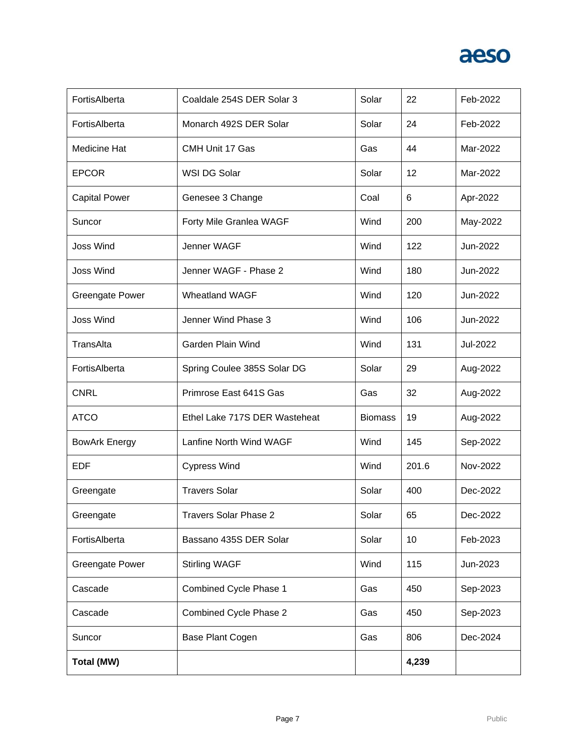| | | | | |
|---|---|---|---|---|
| FortisAlberta | Coaldale 254S DER Solar 3 | Solar | 22 | Feb-2022 |
| FortisAlberta | Monarch 492S DER Solar | Solar | 24 | Feb-2022 |
| Medicine Hat | CMH Unit 17 Gas | Gas | 44 | Mar-2022 |
| EPCOR | WSI DG Solar | Solar | 12 | Mar-2022 |
| Capital Power | Genesee 3 Change | Coal | 6 | Apr-2022 |
| Suncor | Forty Mile Granlea WAGF | Wind | 200 | May-2022 |
| Joss Wind | Jenner WAGF | Wind | 122 | Jun-2022 |
| Joss Wind | Jenner WAGF - Phase 2 | Wind | 180 | Jun-2022 |
| Greengate Power | Wheatland WAGF | Wind | 120 | Jun-2022 |
| Joss Wind | Jenner Wind Phase 3 | Wind | 106 | Jun-2022 |
| TransAlta | Garden Plain Wind | Wind | 131 | Jul-2022 |
| FortisAlberta | Spring Coulee 385S Solar DG | Solar | 29 | Aug-2022 |
| CNRL | Primrose East 641S Gas | Gas | 32 | Aug-2022 |
| ATCO | Ethel Lake 717S DER Wasteheat | Biomass | 19 | Aug-2022 |
| BowArk Energy | Lanfine North Wind WAGF | Wind | 145 | Sep-2022 |
| EDF | Cypress Wind | Wind | 201.6 | Nov-2022 |
| Greengate | Travers Solar | Solar | 400 | Dec-2022 |
| Greengate | Travers Solar Phase 2 | Solar | 65 | Dec-2022 |
| FortisAlberta | Bassano 435S DER Solar | Solar | 10 | Feb-2023 |
| Greengate Power | Stirling WAGF | Wind | 115 | Jun-2023 |
| Cascade | Combined Cycle Phase 1 | Gas | 450 | Sep-2023 |
| Cascade | Combined Cycle Phase 2 | Gas | 450 | Sep-2023 |
| Suncor | Base Plant Cogen | Gas | 806 | Dec-2024 |
| **Total (MW)** | | | **4,239** | |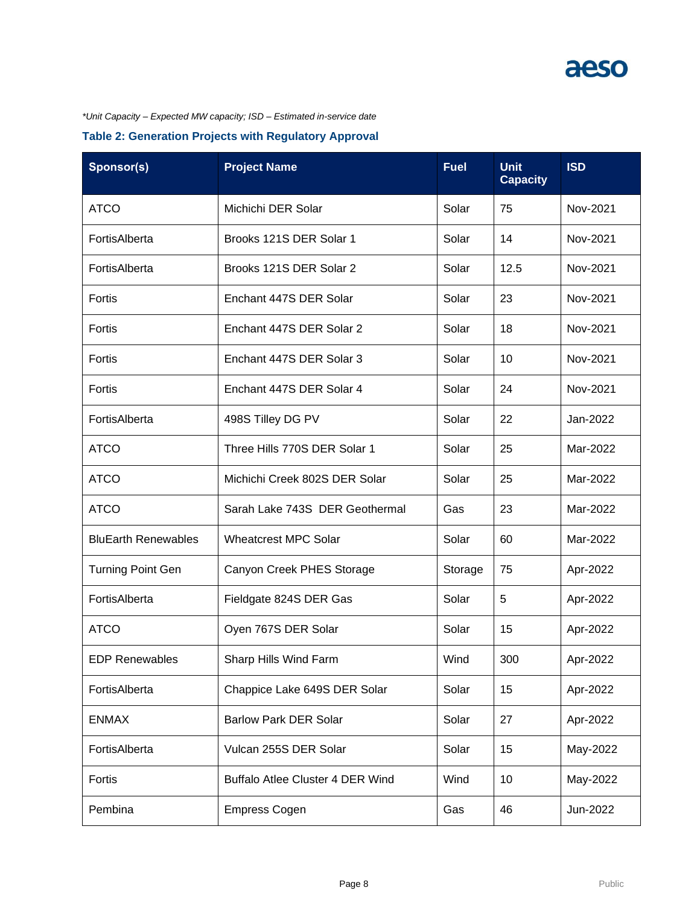*Unit Capacity – Expected MW capacity; ISD – Estimated in-service date

### Table 2: Generation Projects with Regulatory Approval

| Sponsor(s) | Project Name | Fuel | Unit Capacity | ISD |
|---|---|---|---|---|
| ATCO | Michichi DER Solar | Solar | 75 | Nov-2021 |
| FortisAlberta | Brooks 121S DER Solar 1 | Solar | 14 | Nov-2021 |
| FortisAlberta | Brooks 121S DER Solar 2 | Solar | 12.5 | Nov-2021 |
| Fortis | Enchant 447S DER Solar | Solar | 23 | Nov-2021 |
| Fortis | Enchant 447S DER Solar 2 | Solar | 18 | Nov-2021 |
| Fortis | Enchant 447S DER Solar 3 | Solar | 10 | Nov-2021 |
| Fortis | Enchant 447S DER Solar 4 | Solar | 24 | Nov-2021 |
| FortisAlberta | 498S Tilley DG PV | Solar | 22 | Jan-2022 |
| ATCO | Three Hills 770S DER Solar 1 | Solar | 25 | Mar-2022 |
| ATCO | Michichi Creek 802S DER Solar | Solar | 25 | Mar-2022 |
| ATCO | Sarah Lake 743S DER Geothermal | Gas | 23 | Mar-2022 |
| BluEarth Renewables | Wheatcrest MPC Solar | Solar | 60 | Mar-2022 |
| Turning Point Gen | Canyon Creek PHES Storage | Storage | 75 | Apr-2022 |
| FortisAlberta | Fieldgate 824S DER Gas | Solar | 5 | Apr-2022 |
| ATCO | Oyen 767S DER Solar | Solar | 15 | Apr-2022 |
| EDP Renewables | Sharp Hills Wind Farm | Wind | 300 | Apr-2022 |
| FortisAlberta | Chappice Lake 649S DER Solar | Solar | 15 | Apr-2022 |
| ENMAX | Barlow Park DER Solar | Solar | 27 | Apr-2022 |
| FortisAlberta | Vulcan 255S DER Solar | Solar | 15 | May-2022 |
| Fortis | Buffalo Atlee Cluster 4 DER Wind | Wind | 10 | May-2022 |
| Pembina | Empress Cogen | Gas | 46 | Jun-2022 |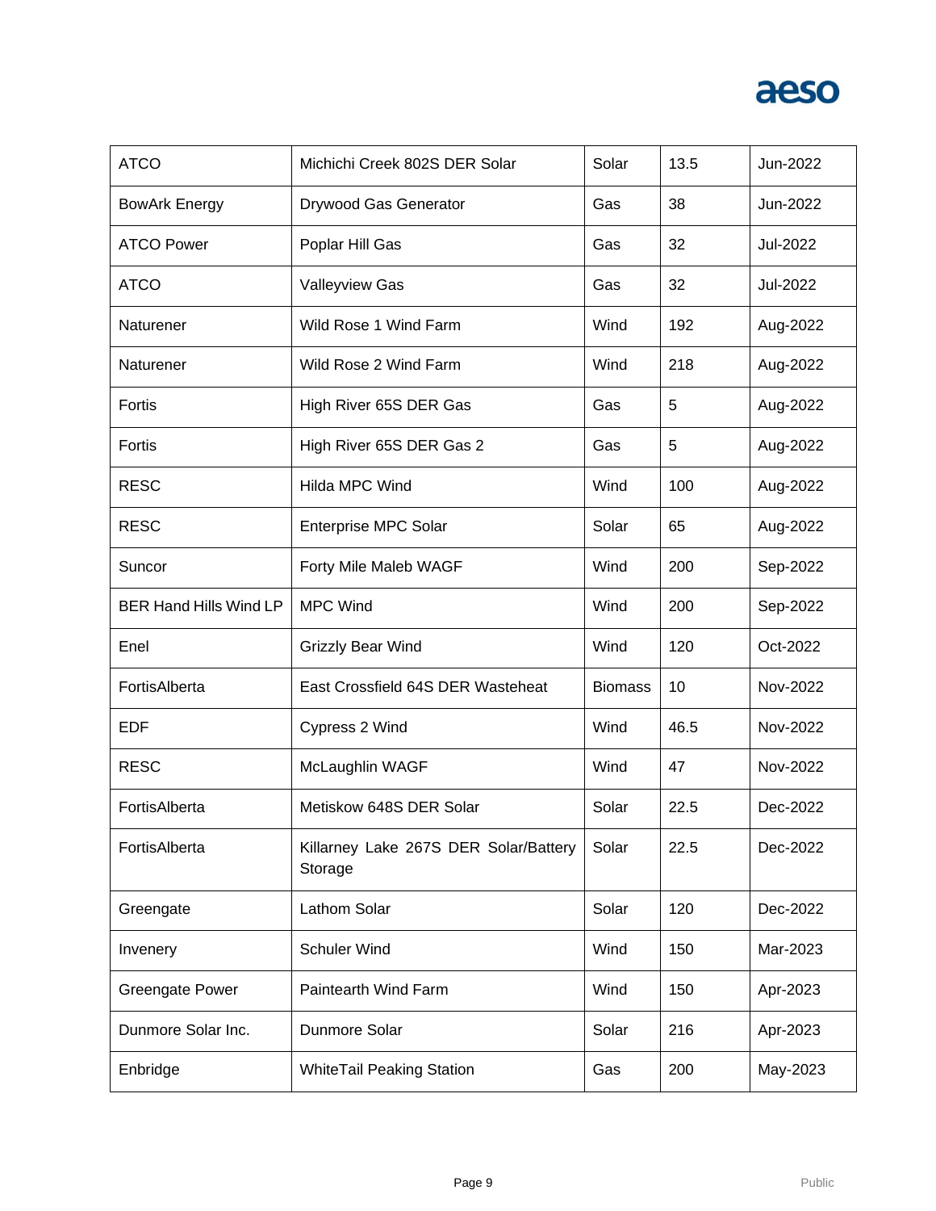| | | | | |
|---|---|---|---|---|
| ATCO | Michichi Creek 802S DER Solar | Solar | 13.5 | Jun-2022 |
| BowArk Energy | Drywood Gas Generator | Gas | 38 | Jun-2022 |
| ATCO Power | Poplar Hill Gas | Gas | 32 | Jul-2022 |
| ATCO | Valleyview Gas | Gas | 32 | Jul-2022 |
| Naturener | Wild Rose 1 Wind Farm | Wind | 192 | Aug-2022 |
| Naturener | Wild Rose 2 Wind Farm | Wind | 218 | Aug-2022 |
| Fortis | High River 65S DER Gas | Gas | 5 | Aug-2022 |
| Fortis | High River 65S DER Gas 2 | Gas | 5 | Aug-2022 |
| RESC | Hilda MPC Wind | Wind | 100 | Aug-2022 |
| RESC | Enterprise MPC Solar | Solar | 65 | Aug-2022 |
| Suncor | Forty Mile Maleb WAGF | Wind | 200 | Sep-2022 |
| BER Hand Hills Wind LP | MPC Wind | Wind | 200 | Sep-2022 |
| Enel | Grizzly Bear Wind | Wind | 120 | Oct-2022 |
| FortisAlberta | East Crossfield 64S DER Wasteheat | Biomass | 10 | Nov-2022 |
| EDF | Cypress 2 Wind | Wind | 46.5 | Nov-2022 |
| RESC | McLaughlin WAGF | Wind | 47 | Nov-2022 |
| FortisAlberta | Metiskow 648S DER Solar | Solar | 22.5 | Dec-2022 |
| FortisAlberta | Killarney Lake 267S DER Solar/Battery Storage | Solar | 22.5 | Dec-2022 |
| Greengate | Lathom Solar | Solar | 120 | Dec-2022 |
| Invenery | Schuler Wind | Wind | 150 | Mar-2023 |
| Greengate Power | Paintearth Wind Farm | Wind | 150 | Apr-2023 |
| Dunmore Solar Inc. | Dunmore Solar | Solar | 216 | Apr-2023 |
| Enbridge | WhiteTail Peaking Station | Gas | 200 | May-2023 |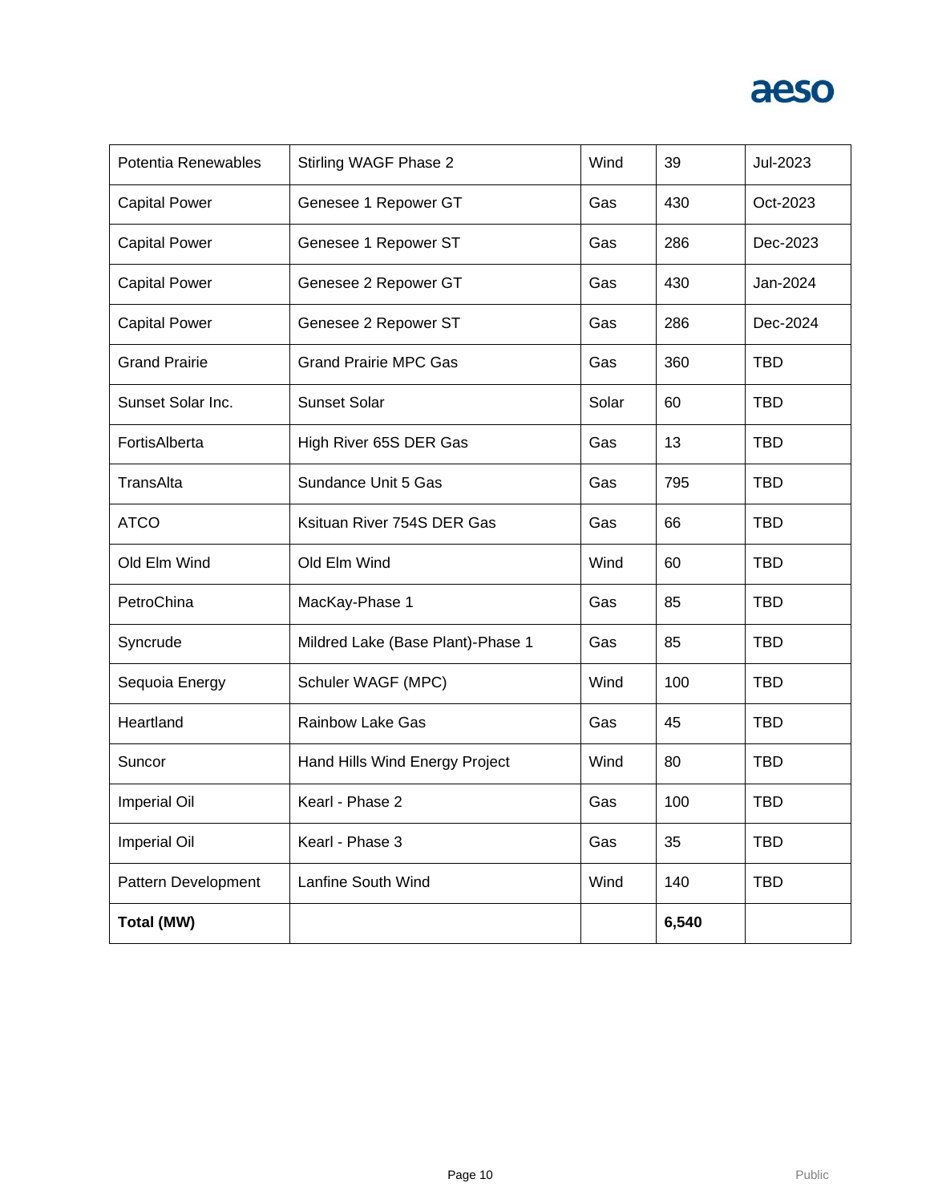| | | | | |
|---|---|---|---|---|
| Potentia Renewables | Stirling WAGF Phase 2 | Wind | 39 | Jul-2023 |
| Capital Power | Genesee 1 Repower GT | Gas | 430 | Oct-2023 |
| Capital Power | Genesee 1 Repower ST | Gas | 286 | Dec-2023 |
| Capital Power | Genesee 2 Repower GT | Gas | 430 | Jan-2024 |
| Capital Power | Genesee 2 Repower ST | Gas | 286 | Dec-2024 |
| Grand Prairie | Grand Prairie MPC Gas | Gas | 360 | TBD |
| Sunset Solar Inc. | Sunset Solar | Solar | 60 | TBD |
| FortisAlberta | High River 65S DER Gas | Gas | 13 | TBD |
| TransAlta | Sundance Unit 5 Gas | Gas | 795 | TBD |
| ATCO | Ksituan River 754S DER Gas | Gas | 66 | TBD |
| Old Elm Wind | Old Elm Wind | Wind | 60 | TBD |
| PetroChina | MacKay-Phase 1 | Gas | 85 | TBD |
| Syncrude | Mildred Lake (Base Plant)-Phase 1 | Gas | 85 | TBD |
| Sequoia Energy | Schuler WAGF (MPC) | Wind | 100 | TBD |
| Heartland | Rainbow Lake Gas | Gas | 45 | TBD |
| Suncor | Hand Hills Wind Energy Project | Wind | 80 | TBD |
| Imperial Oil | Kearl - Phase 2 | Gas | 100 | TBD |
| Imperial Oil | Kearl - Phase 3 | Gas | 35 | TBD |
| Pattern Development | Lanfine South Wind | Wind | 140 | TBD |
| **Total (MW)** | | | **6,540** | |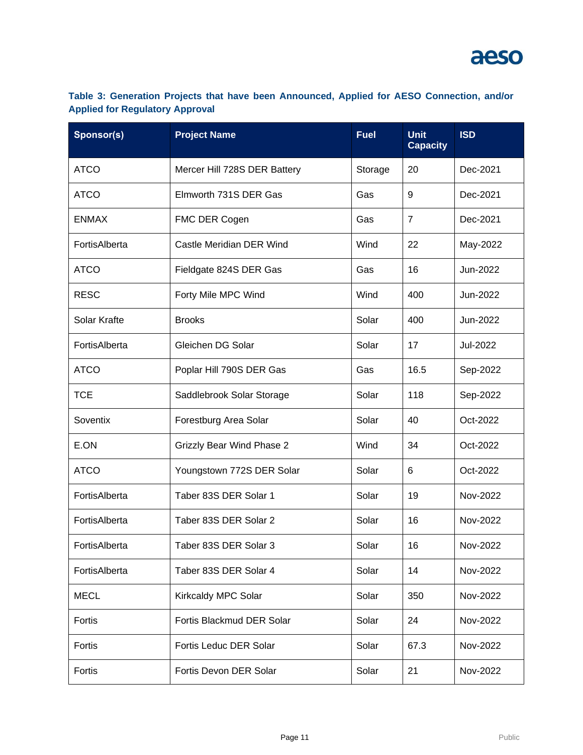**Table 3: Generation Projects that have been Announced, Applied for AESO Connection, and/or Applied for Regulatory Approval**

| Sponsor(s) | Project Name | Fuel | Unit Capacity | ISD |
|---|---|---|---|---|
| ATCO | Mercer Hill 728S DER Battery | Storage | 20 | Dec-2021 |
| ATCO | Elmworth 731S DER Gas | Gas | 9 | Dec-2021 |
| ENMAX | FMC DER Cogen | Gas | 7 | Dec-2021 |
| FortisAlberta | Castle Meridian DER Wind | Wind | 22 | May-2022 |
| ATCO | Fieldgate 824S DER Gas | Gas | 16 | Jun-2022 |
| RESC | Forty Mile MPC Wind | Wind | 400 | Jun-2022 |
| Solar Krafte | Brooks | Solar | 400 | Jun-2022 |
| FortisAlberta | Gleichen DG Solar | Solar | 17 | Jul-2022 |
| ATCO | Poplar Hill 790S DER Gas | Gas | 16.5 | Sep-2022 |
| TCE | Saddlebrook Solar Storage | Solar | 118 | Sep-2022 |
| Soventix | Forestburg Area Solar | Solar | 40 | Oct-2022 |
| E.ON | Grizzly Bear Wind Phase 2 | Wind | 34 | Oct-2022 |
| ATCO | Youngstown 772S DER Solar | Solar | 6 | Oct-2022 |
| FortisAlberta | Taber 83S DER Solar 1 | Solar | 19 | Nov-2022 |
| FortisAlberta | Taber 83S DER Solar 2 | Solar | 16 | Nov-2022 |
| FortisAlberta | Taber 83S DER Solar 3 | Solar | 16 | Nov-2022 |
| FortisAlberta | Taber 83S DER Solar 4 | Solar | 14 | Nov-2022 |
| MECL | Kirkcaldy MPC Solar | Solar | 350 | Nov-2022 |
| Fortis | Fortis Blackmud DER Solar | Solar | 24 | Nov-2022 |
| Fortis | Fortis Leduc DER Solar | Solar | 67.3 | Nov-2022 |
| Fortis | Fortis Devon DER Solar | Solar | 21 | Nov-2022 |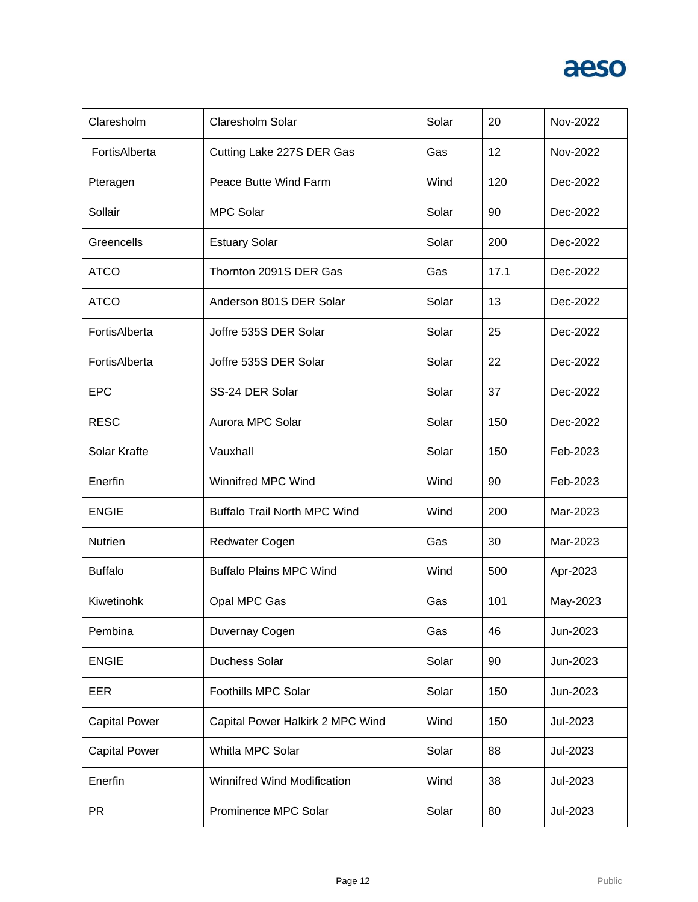| | | | | |
|---|---|---|---|---|
| Claresholm | Claresholm Solar | Solar | 20 | Nov-2022 |
| FortisAlberta | Cutting Lake 227S DER Gas | Gas | 12 | Nov-2022 |
| Pteragen | Peace Butte Wind Farm | Wind | 120 | Dec-2022 |
| Sollair | MPC Solar | Solar | 90 | Dec-2022 |
| Greencells | Estuary Solar | Solar | 200 | Dec-2022 |
| ATCO | Thornton 2091S DER Gas | Gas | 17.1 | Dec-2022 |
| ATCO | Anderson 801S DER Solar | Solar | 13 | Dec-2022 |
| FortisAlberta | Joffre 535S DER Solar | Solar | 25 | Dec-2022 |
| FortisAlberta | Joffre 535S DER Solar | Solar | 22 | Dec-2022 |
| EPC | SS-24 DER Solar | Solar | 37 | Dec-2022 |
| RESC | Aurora MPC Solar | Solar | 150 | Dec-2022 |
| Solar Krafte | Vauxhall | Solar | 150 | Feb-2023 |
| Enerfin | Winnifred MPC Wind | Wind | 90 | Feb-2023 |
| ENGIE | Buffalo Trail North MPC Wind | Wind | 200 | Mar-2023 |
| Nutrien | Redwater Cogen | Gas | 30 | Mar-2023 |
| Buffalo | Buffalo Plains MPC Wind | Wind | 500 | Apr-2023 |
| Kiwetinohk | Opal MPC Gas | Gas | 101 | May-2023 |
| Pembina | Duvernay Cogen | Gas | 46 | Jun-2023 |
| ENGIE | Duchess Solar | Solar | 90 | Jun-2023 |
| EER | Foothills MPC Solar | Solar | 150 | Jun-2023 |
| Capital Power | Capital Power Halkirk 2 MPC Wind | Wind | 150 | Jul-2023 |
| Capital Power | Whitla MPC Solar | Solar | 88 | Jul-2023 |
| Enerfin | Winnifred Wind Modification | Wind | 38 | Jul-2023 |
| PR | Prominence MPC Solar | Solar | 80 | Jul-2023 |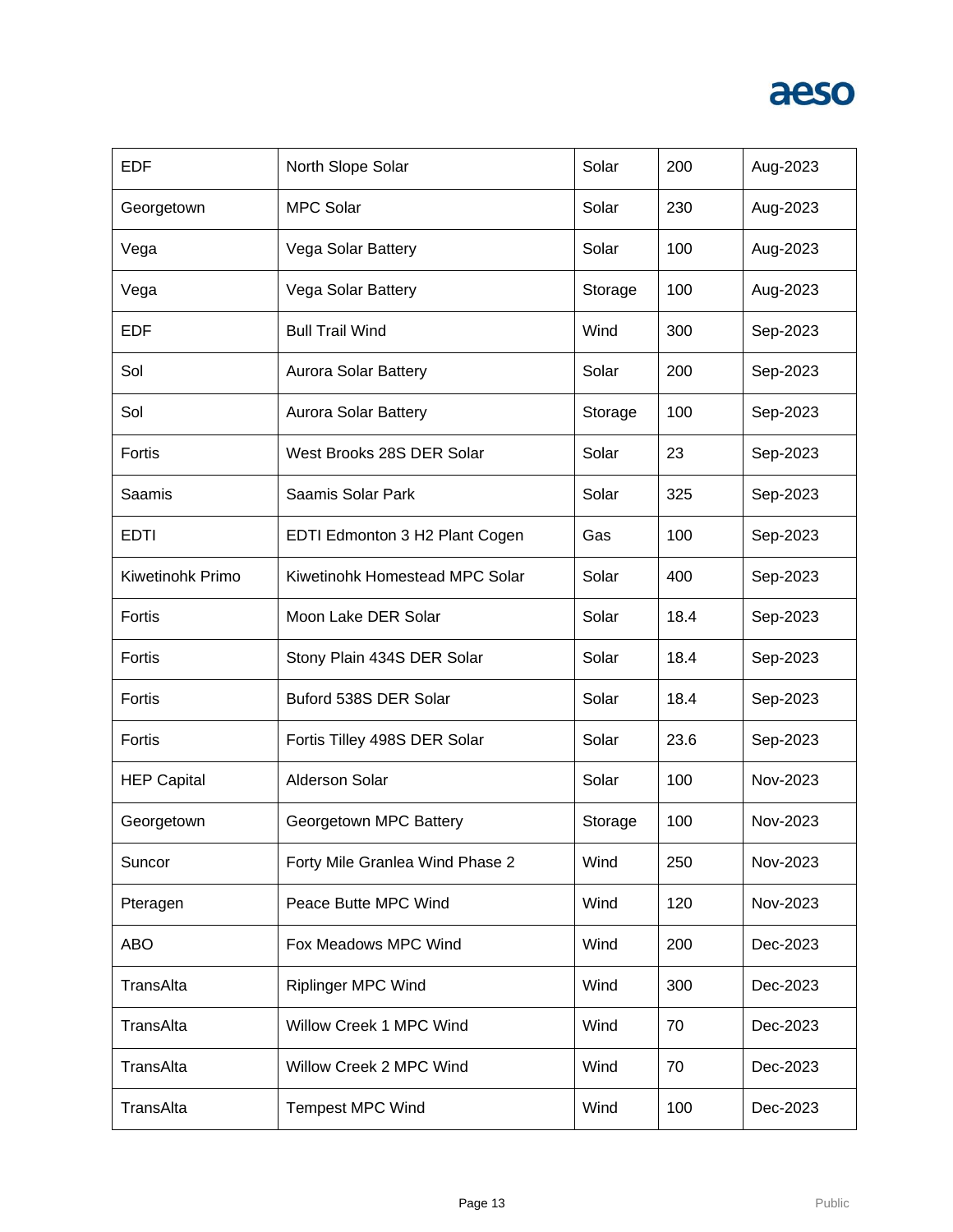| | | | | |
|---|---|---|---|---|
| EDF | North Slope Solar | Solar | 200 | Aug-2023 |
| Georgetown | MPC Solar | Solar | 230 | Aug-2023 |
| Vega | Vega Solar Battery | Solar | 100 | Aug-2023 |
| Vega | Vega Solar Battery | Storage | 100 | Aug-2023 |
| EDF | Bull Trail Wind | Wind | 300 | Sep-2023 |
| Sol | Aurora Solar Battery | Solar | 200 | Sep-2023 |
| Sol | Aurora Solar Battery | Storage | 100 | Sep-2023 |
| Fortis | West Brooks 28S DER Solar | Solar | 23 | Sep-2023 |
| Saamis | Saamis Solar Park | Solar | 325 | Sep-2023 |
| EDTI | EDTI Edmonton 3 H2 Plant Cogen | Gas | 100 | Sep-2023 |
| Kiwetinohk Primo | Kiwetinohk Homestead MPC Solar | Solar | 400 | Sep-2023 |
| Fortis | Moon Lake DER Solar | Solar | 18.4 | Sep-2023 |
| Fortis | Stony Plain 434S DER Solar | Solar | 18.4 | Sep-2023 |
| Fortis | Buford 538S DER Solar | Solar | 18.4 | Sep-2023 |
| Fortis | Fortis Tilley 498S DER Solar | Solar | 23.6 | Sep-2023 |
| HEP Capital | Alderson Solar | Solar | 100 | Nov-2023 |
| Georgetown | Georgetown MPC Battery | Storage | 100 | Nov-2023 |
| Suncor | Forty Mile Granlea Wind Phase 2 | Wind | 250 | Nov-2023 |
| Pteragen | Peace Butte MPC Wind | Wind | 120 | Nov-2023 |
| ABO | Fox Meadows MPC Wind | Wind | 200 | Dec-2023 |
| TransAlta | Riplinger MPC Wind | Wind | 300 | Dec-2023 |
| TransAlta | Willow Creek 1 MPC Wind | Wind | 70 | Dec-2023 |
| TransAlta | Willow Creek 2 MPC Wind | Wind | 70 | Dec-2023 |
| TransAlta | Tempest MPC Wind | Wind | 100 | Dec-2023 |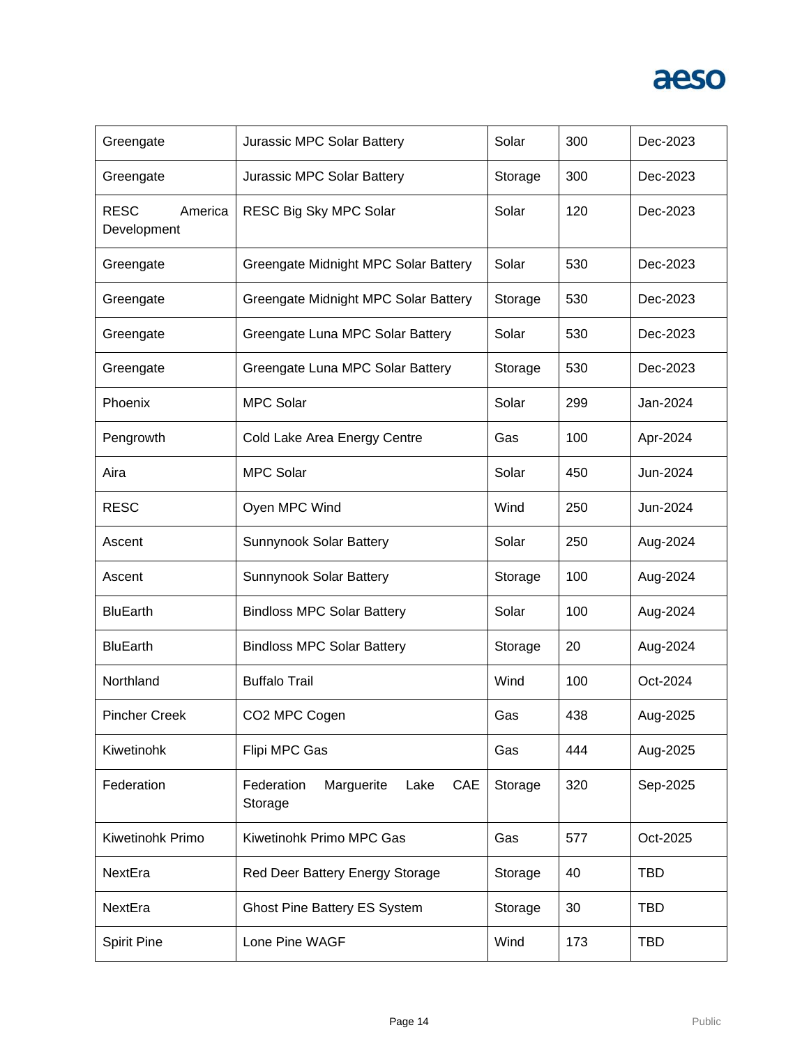| | | | | |
|---|---|---|---|---|
| Greengate | Jurassic MPC Solar Battery | Solar | 300 | Dec-2023 |
| Greengate | Jurassic MPC Solar Battery | Storage | 300 | Dec-2023 |
| RESC America Development | RESC Big Sky MPC Solar | Solar | 120 | Dec-2023 |
| Greengate | Greengate Midnight MPC Solar Battery | Solar | 530 | Dec-2023 |
| Greengate | Greengate Midnight MPC Solar Battery | Storage | 530 | Dec-2023 |
| Greengate | Greengate Luna MPC Solar Battery | Solar | 530 | Dec-2023 |
| Greengate | Greengate Luna MPC Solar Battery | Storage | 530 | Dec-2023 |
| Phoenix | MPC Solar | Solar | 299 | Jan-2024 |
| Pengrowth | Cold Lake Area Energy Centre | Gas | 100 | Apr-2024 |
| Aira | MPC Solar | Solar | 450 | Jun-2024 |
| RESC | Oyen MPC Wind | Wind | 250 | Jun-2024 |
| Ascent | Sunnynook Solar Battery | Solar | 250 | Aug-2024 |
| Ascent | Sunnynook Solar Battery | Storage | 100 | Aug-2024 |
| BluEarth | Bindloss MPC Solar Battery | Solar | 100 | Aug-2024 |
| BluEarth | Bindloss MPC Solar Battery | Storage | 20 | Aug-2024 |
| Northland | Buffalo Trail | Wind | 100 | Oct-2024 |
| Pincher Creek | CO2 MPC Cogen | Gas | 438 | Aug-2025 |
| Kiwetinohk | Flipi MPC Gas | Gas | 444 | Aug-2025 |
| Federation | Federation Marguerite Lake CAE Storage | Storage | 320 | Sep-2025 |
| Kiwetinohk Primo | Kiwetinohk Primo MPC Gas | Gas | 577 | Oct-2025 |
| NextEra | Red Deer Battery Energy Storage | Storage | 40 | TBD |
| NextEra | Ghost Pine Battery ES System | Storage | 30 | TBD |
| Spirit Pine | Lone Pine WAGF | Wind | 173 | TBD |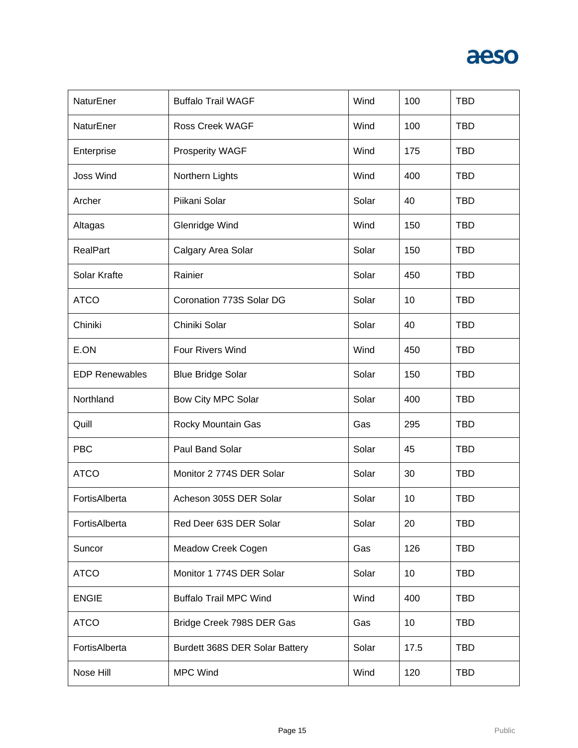| | | | | |
|---|---|---|---|---|
| NaturEner | Buffalo Trail WAGF | Wind | 100 | TBD |
| NaturEner | Ross Creek WAGF | Wind | 100 | TBD |
| Enterprise | Prosperity WAGF | Wind | 175 | TBD |
| Joss Wind | Northern Lights | Wind | 400 | TBD |
| Archer | Piikani Solar | Solar | 40 | TBD |
| Altagas | Glenridge Wind | Wind | 150 | TBD |
| RealPart | Calgary Area Solar | Solar | 150 | TBD |
| Solar Krafte | Rainier | Solar | 450 | TBD |
| ATCO | Coronation 773S Solar DG | Solar | 10 | TBD |
| Chiniki | Chiniki Solar | Solar | 40 | TBD |
| E.ON | Four Rivers Wind | Wind | 450 | TBD |
| EDP Renewables | Blue Bridge Solar | Solar | 150 | TBD |
| Northland | Bow City MPC Solar | Solar | 400 | TBD |
| Quill | Rocky Mountain Gas | Gas | 295 | TBD |
| PBC | Paul Band Solar | Solar | 45 | TBD |
| ATCO | Monitor 2 774S DER Solar | Solar | 30 | TBD |
| FortisAlberta | Acheson 305S DER Solar | Solar | 10 | TBD |
| FortisAlberta | Red Deer 63S DER Solar | Solar | 20 | TBD |
| Suncor | Meadow Creek Cogen | Gas | 126 | TBD |
| ATCO | Monitor 1 774S DER Solar | Solar | 10 | TBD |
| ENGIE | Buffalo Trail MPC Wind | Wind | 400 | TBD |
| ATCO | Bridge Creek 798S DER Gas | Gas | 10 | TBD |
| FortisAlberta | Burdett 368S DER Solar Battery | Solar | 17.5 | TBD |
| Nose Hill | MPC Wind | Wind | 120 | TBD |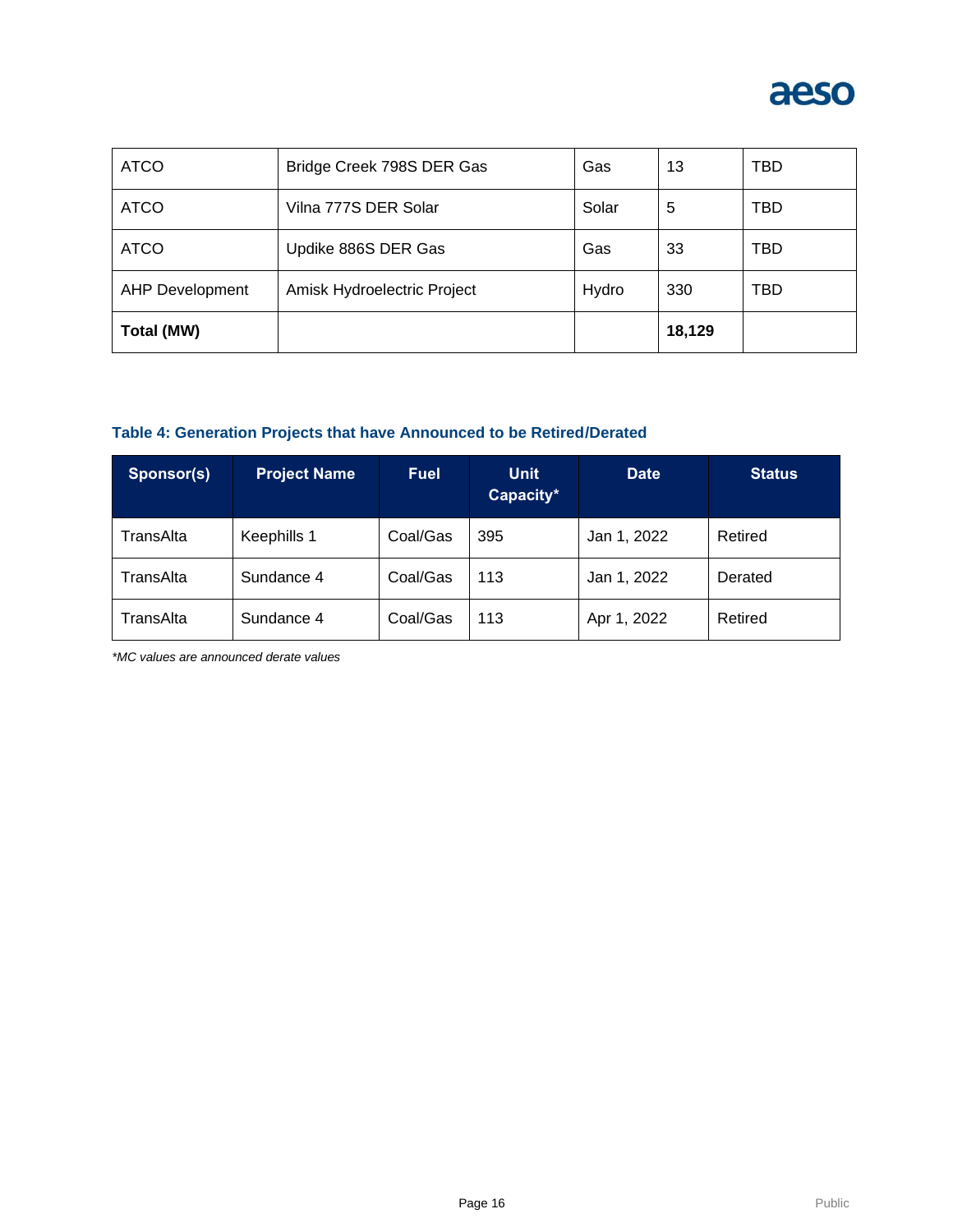| | | | | |
|---|---|---|---|---|
| ATCO | Bridge Creek 798S DER Gas | Gas | 13 | TBD |
| ATCO | Vilna 777S DER Solar | Solar | 5 | TBD |
| ATCO | Updike 886S DER Gas | Gas | 33 | TBD |
| AHP Development | Amisk Hydroelectric Project | Hydro | 330 | TBD |
| **Total (MW)** | | | **18,129** | |

### Table 4: Generation Projects that have Announced to be Retired/Derated

| Sponsor(s) | Project Name | Fuel | Unit Capacity* | Date | Status |
|---|---|---|---|---|---|
| TransAlta | Keephills 1 | Coal/Gas | 395 | Jan 1, 2022 | Retired |
| TransAlta | Sundance 4 | Coal/Gas | 113 | Jan 1, 2022 | Derated |
| TransAlta | Sundance 4 | Coal/Gas | 113 | Apr 1, 2022 | Retired |

*\*MC values are announced derate values*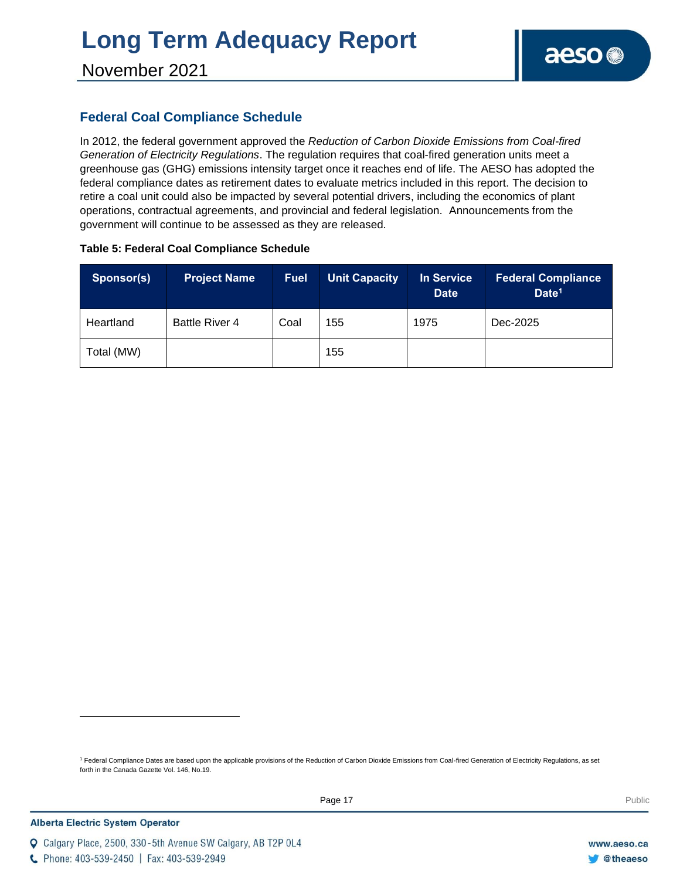## Federal Coal Compliance Schedule

In 2012, the federal government approved the *Reduction of Carbon Dioxide Emissions from Coal-fired Generation of Electricity Regulations*. The regulation requires that coal-fired generation units meet a greenhouse gas (GHG) emissions intensity target once it reaches end of life. The AESO has adopted the federal compliance dates as retirement dates to evaluate metrics included in this report. The decision to retire a coal unit could also be impacted by several potential drivers, including the economics of plant operations, contractual agreements, and provincial and federal legislation. Announcements from the government will continue to be assessed as they are released.

**Table 5: Federal Coal Compliance Schedule**

| Sponsor(s) | Project Name | Fuel | Unit Capacity | In Service Date | Federal Compliance Date[1] |
|---|---|---|---|---|---|
| Heartland | Battle River 4 | Coal | 155 | 1975 | Dec-2025 |
| Total (MW) | | | 155 | | |

[1] Federal Compliance Dates are based upon the applicable provisions of the Reduction of Carbon Dioxide Emissions from Coal-fired Generation of Electricity Regulations, as set forth in the Canada Gazette Vol. 146, No.19.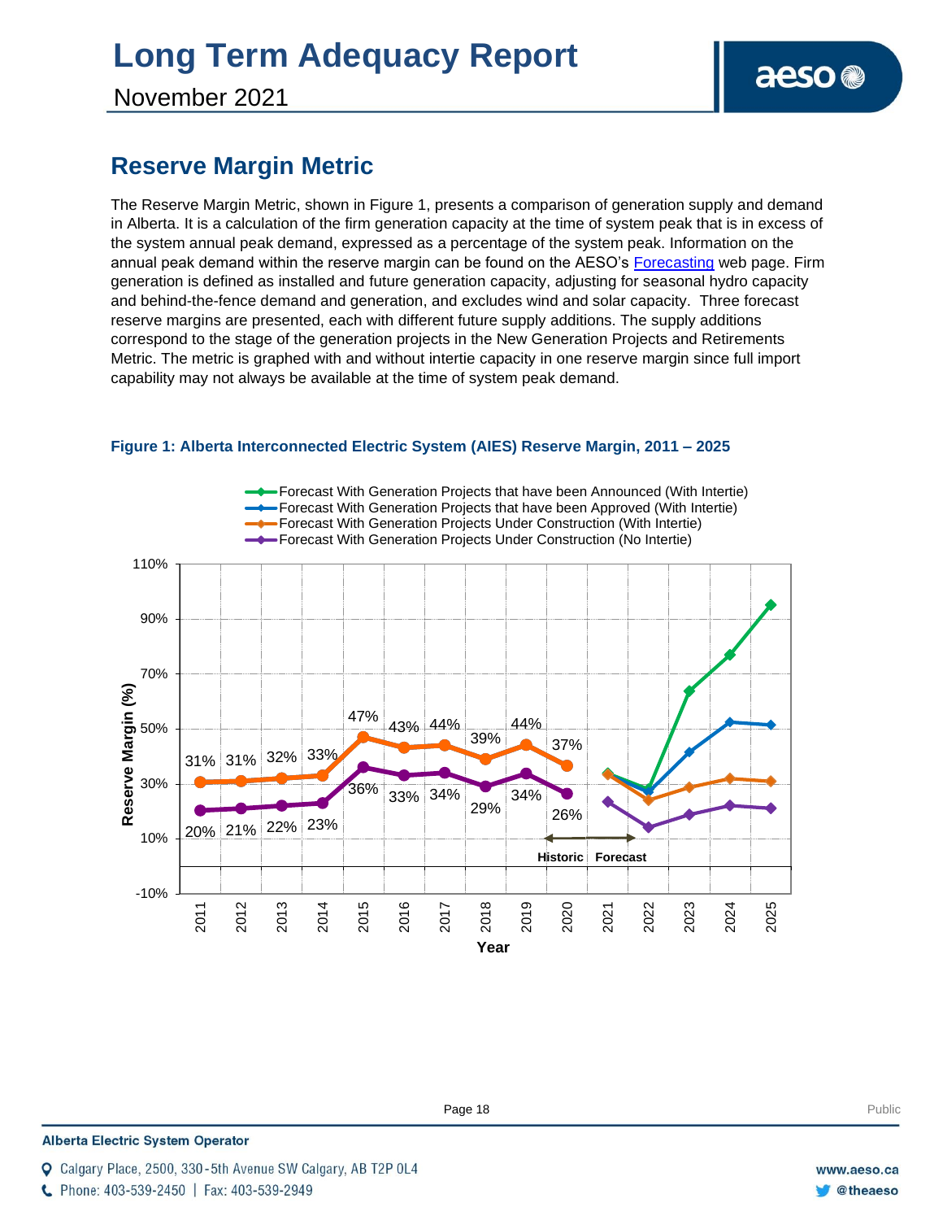# Reserve Margin Metric

The Reserve Margin Metric, shown in Figure 1, presents a comparison of generation supply and demand in Alberta. It is a calculation of the firm generation capacity at the time of system peak that is in excess of the system annual peak demand, expressed as a percentage of the system peak. Information on the annual peak demand within the reserve margin can be found on the AESO's Forecasting web page. Firm generation is defined as installed and future generation capacity, adjusting for seasonal hydro capacity and behind-the-fence demand and generation, and excludes wind and solar capacity. Three forecast reserve margins are presented, each with different future supply additions. The supply additions correspond to the stage of the generation projects in the New Generation Projects and Retirements Metric. The metric is graphed with and without intertie capacity in one reserve margin since full import capability may not always be available at the time of system peak demand.

**Figure 1: Alberta Interconnected Electric System (AIES) Reserve Margin, 2011 – 2025**

Forecast With Generation Projects that have been Announced (With Intertie)
Forecast With Generation Projects that have been Approved (With Intertie)
Forecast With Generation Projects Under Construction (With Intertie)
Forecast With Generation Projects Under Construction (No Intertie)

Reserve Margin (%)
110%
90%
70%
50%
30%
10%
-10%

31% 31% 32% 33% 47% 43% 44% 39% 44% 37%
20% 21% 22% 23% 36% 33% 34% 29% 34% 26%

Historic
Forecast

2011 2012 2013 2014 2015 2016 2017 2018 2019 2020 2021 2022 2023 2024 2025

Year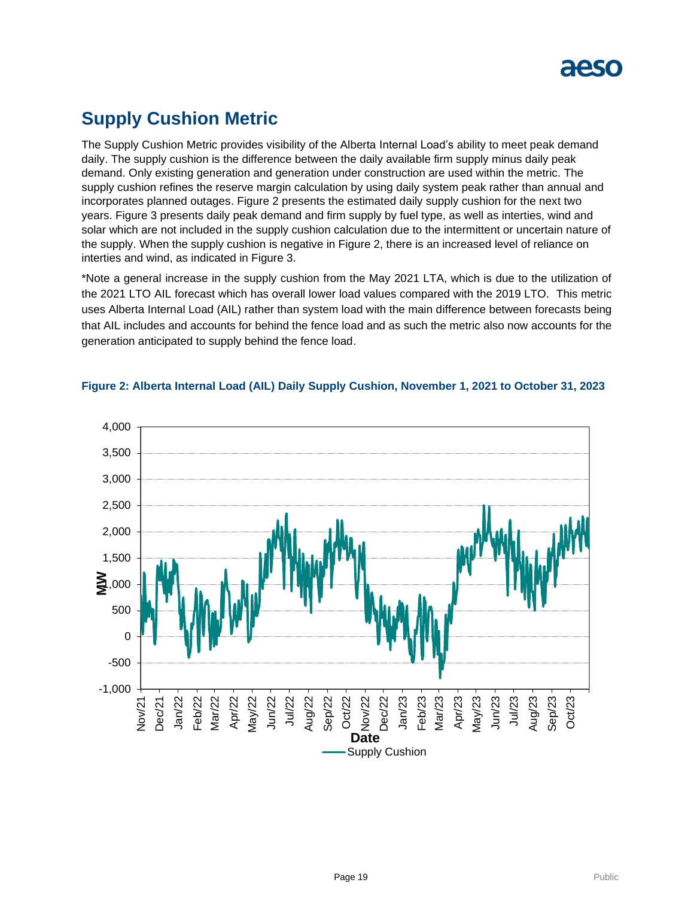## Supply Cushion Metric

The Supply Cushion Metric provides visibility of the Alberta Internal Load's ability to meet peak demand daily. The supply cushion is the difference between the daily available firm supply minus daily peak demand. Only existing generation and generation under construction are used within the metric. The supply cushion refines the reserve margin calculation by using daily system peak rather than annual and incorporates planned outages. Figure 2 presents the estimated daily supply cushion for the next two years. Figure 3 presents daily peak demand and firm supply by fuel type, as well as interties, wind and solar which are not included in the supply cushion calculation due to the intermittent or uncertain nature of the supply. When the supply cushion is negative in Figure 2, there is an increased level of reliance on interties and wind, as indicated in Figure 3.

*Note a general increase in the supply cushion from the May 2021 LTA, which is due to the utilization of the 2021 LTO AIL forecast which has overall lower load values compared with the 2019 LTO. This metric uses Alberta Internal Load (AIL) rather than system load with the main difference between forecasts being that AIL includes and accounts for behind the fence load and as such the metric also now accounts for the generation anticipated to supply behind the fence load.

**Figure 2: Alberta Internal Load (AIL) Daily Supply Cushion, November 1, 2021 to October 31, 2023**

MW
4,000
3,500
3,000
2,500
2,000
1,500
1,000
500
0
-500
-1,000

Nov/21 Dec/21 Jan/22 Feb/22 Mar/22 Apr/22 May/22 Jun/22 Jul/22 Aug/22 Sep/22 Oct/22 Nov/22 Dec/22 Jan/23 Feb/23 Mar/23 Apr/23 May/23 Jun/23 Jul/23 Aug/23 Sep/23 Oct/23

Date

Supply Cushion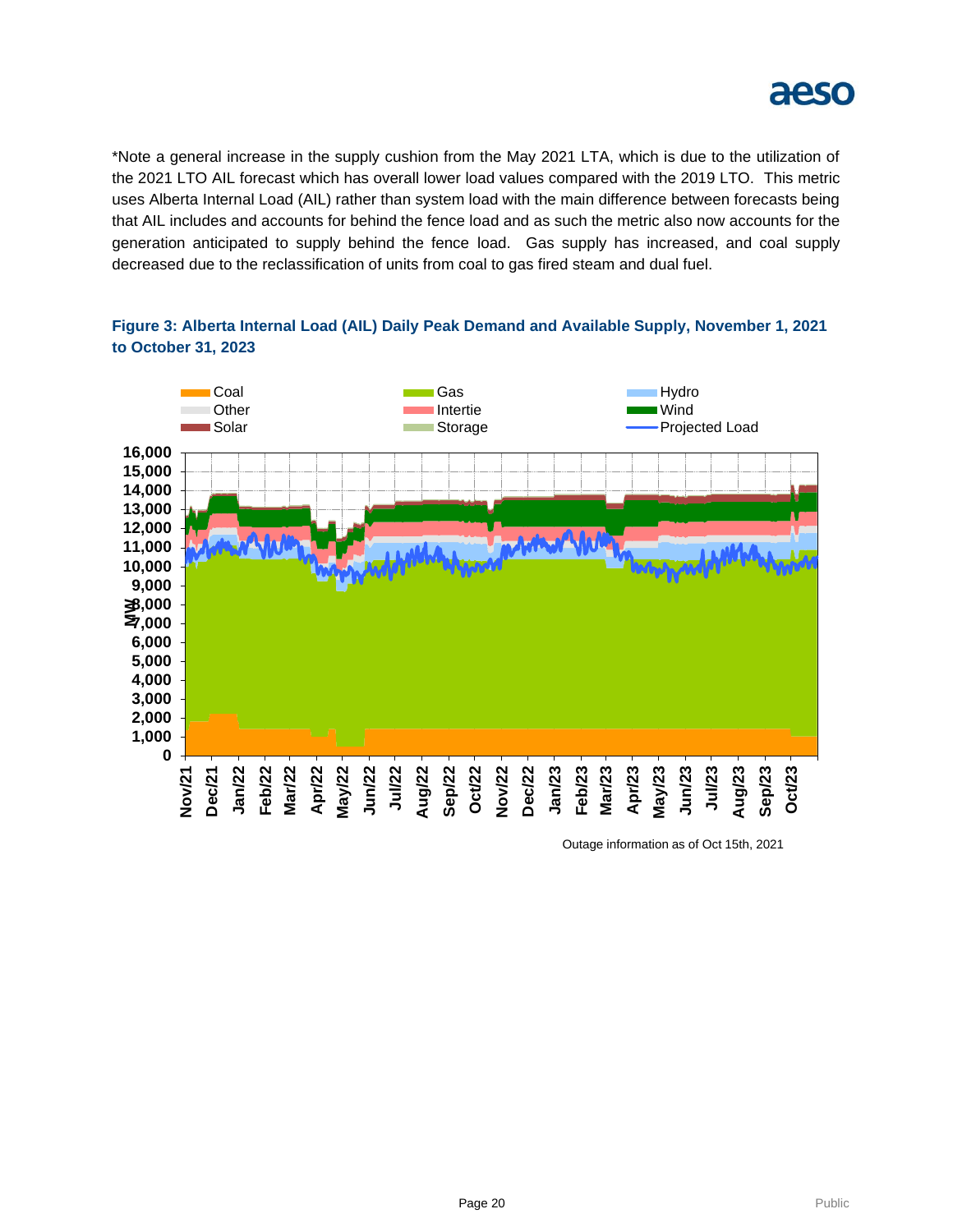*Note a general increase in the supply cushion from the May 2021 LTA, which is due to the utilization of the 2021 LTO AIL forecast which has overall lower load values compared with the 2019 LTO. This metric uses Alberta Internal Load (AIL) rather than system load with the main difference between forecasts being that AIL includes and accounts for behind the fence load and as such the metric also now accounts for the generation anticipated to supply behind the fence load. Gas supply has increased, and coal supply decreased due to the reclassification of units from coal to gas fired steam and dual fuel.

### Figure 3: Alberta Internal Load (AIL) Daily Peak Demand and Available Supply, November 1, 2021 to October 31, 2023

Coal
Gas
Hydro
Other
Intertie
Wind
Solar
Storage
Projected Load

MW

16,000
15,000
14,000
13,000
12,000
11,000
10,000
9,000
8,000
7,000
6,000
5,000
4,000
3,000
2,000
1,000
0

Nov/21 Dec/21 Jan/22 Feb/22 Mar/22 Apr/22 May/22 Jun/22 Jul/22 Aug/22 Sep/22 Oct/22 Nov/22 Dec/22 Jan/23 Feb/23 Mar/23 Apr/23 May/23 Jun/23 Jul/23 Aug/23 Sep/23 Oct/23

Outage information as of Oct 15th, 2021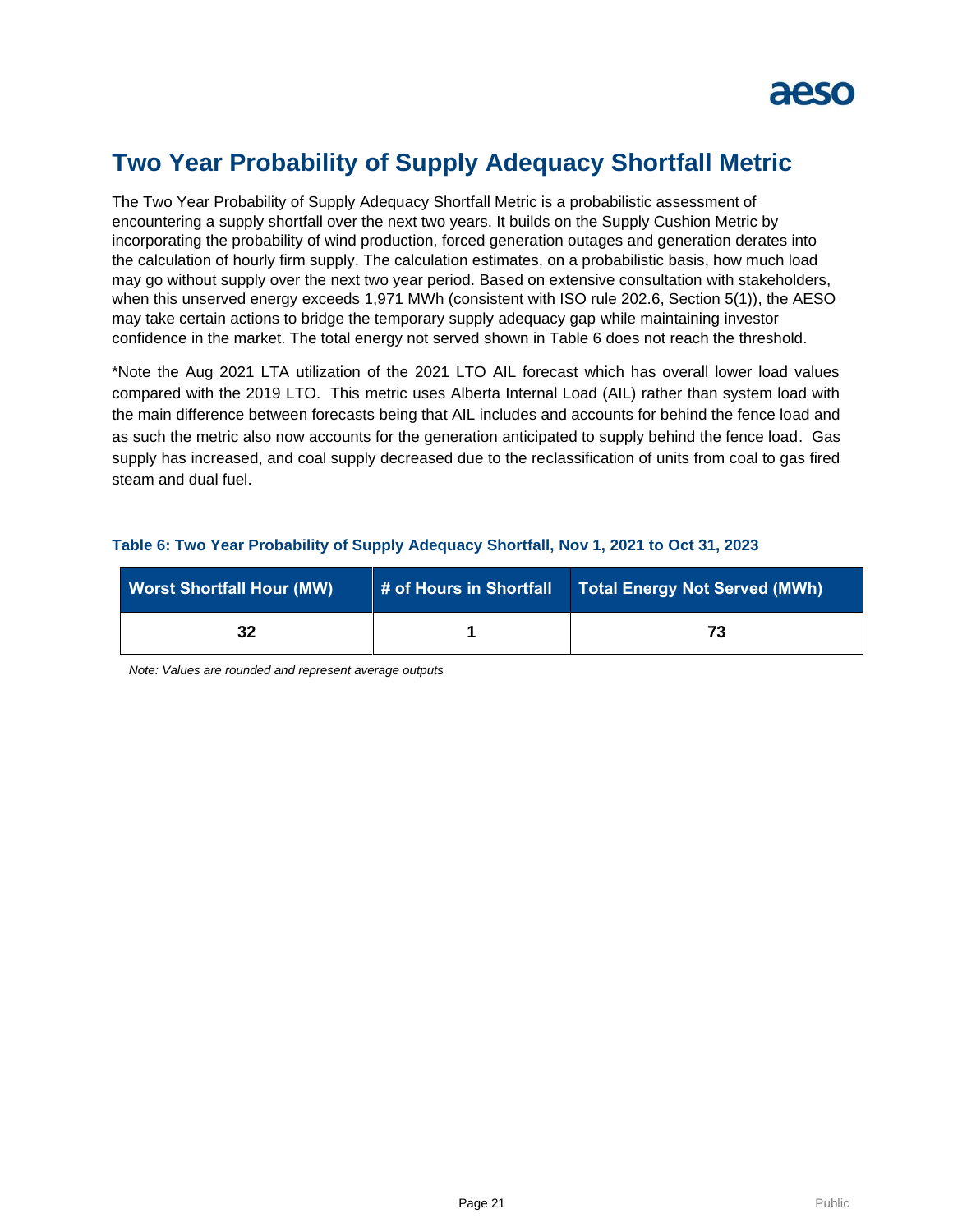# Two Year Probability of Supply Adequacy Shortfall Metric

The Two Year Probability of Supply Adequacy Shortfall Metric is a probabilistic assessment of encountering a supply shortfall over the next two years. It builds on the Supply Cushion Metric by incorporating the probability of wind production, forced generation outages and generation derates into the calculation of hourly firm supply. The calculation estimates, on a probabilistic basis, how much load may go without supply over the next two year period. Based on extensive consultation with stakeholders, when this unserved energy exceeds 1,971 MWh (consistent with ISO rule 202.6, Section 5(1)), the AESO may take certain actions to bridge the temporary supply adequacy gap while maintaining investor confidence in the market. The total energy not served shown in Table 6 does not reach the threshold.

*Note the Aug 2021 LTA utilization of the 2021 LTO AIL forecast which has overall lower load values compared with the 2019 LTO. This metric uses Alberta Internal Load (AIL) rather than system load with the main difference between forecasts being that AIL includes and accounts for behind the fence load and as such the metric also now accounts for the generation anticipated to supply behind the fence load. Gas supply has increased, and coal supply decreased due to the reclassification of units from coal to gas fired steam and dual fuel.

**Table 6: Two Year Probability of Supply Adequacy Shortfall, Nov 1, 2021 to Oct 31, 2023**

| Worst Shortfall Hour (MW) | # of Hours in Shortfall | Total Energy Not Served (MWh) |
|---|---|---|
| 32 | 1 | 73 |

*Note: Values are rounded and represent average outputs*